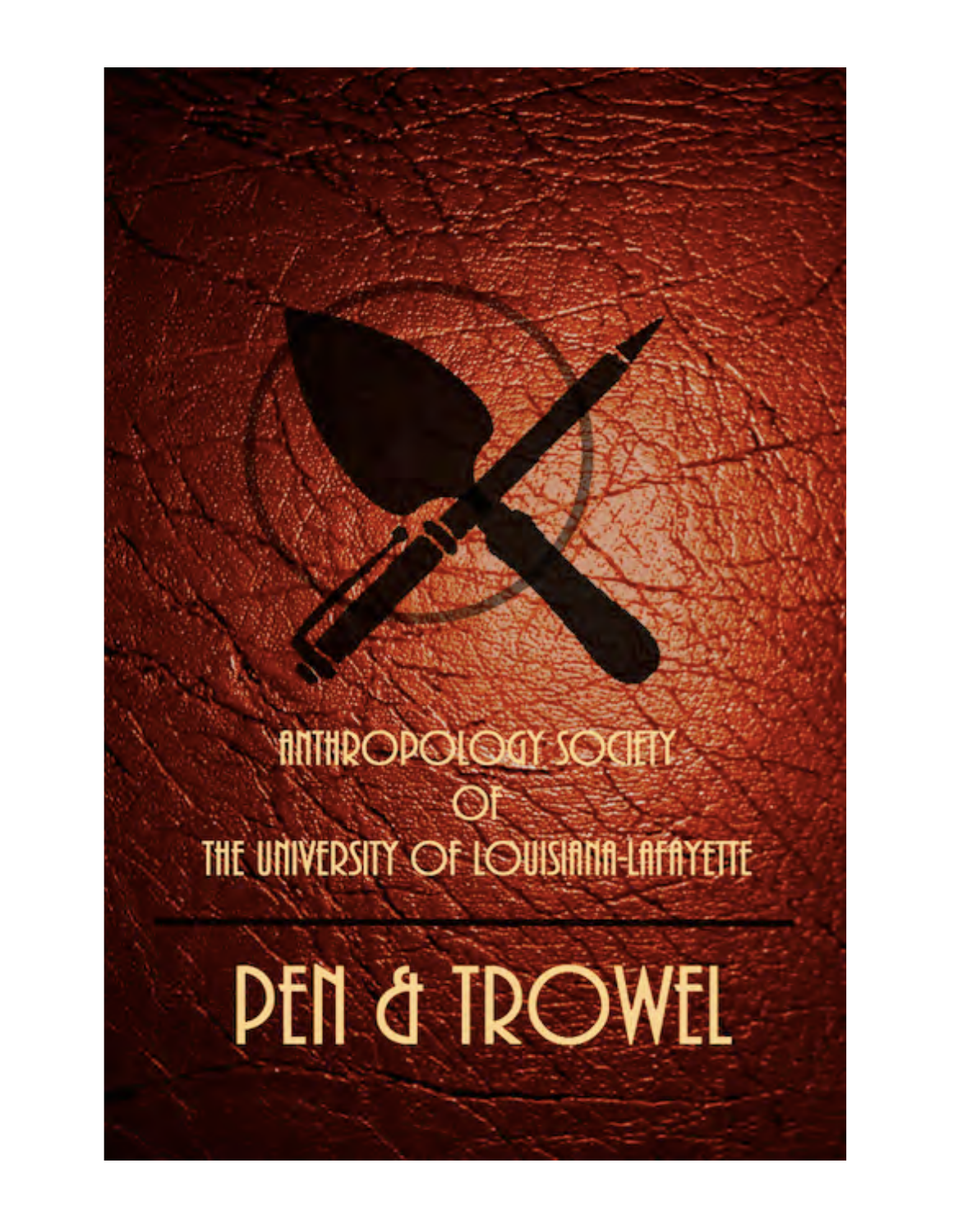ANTHROPOLOGY SOCIETY
OF
THE UNIVERSITY OF LOUISIANA-LAFAYETTE

# PEN & TROWEL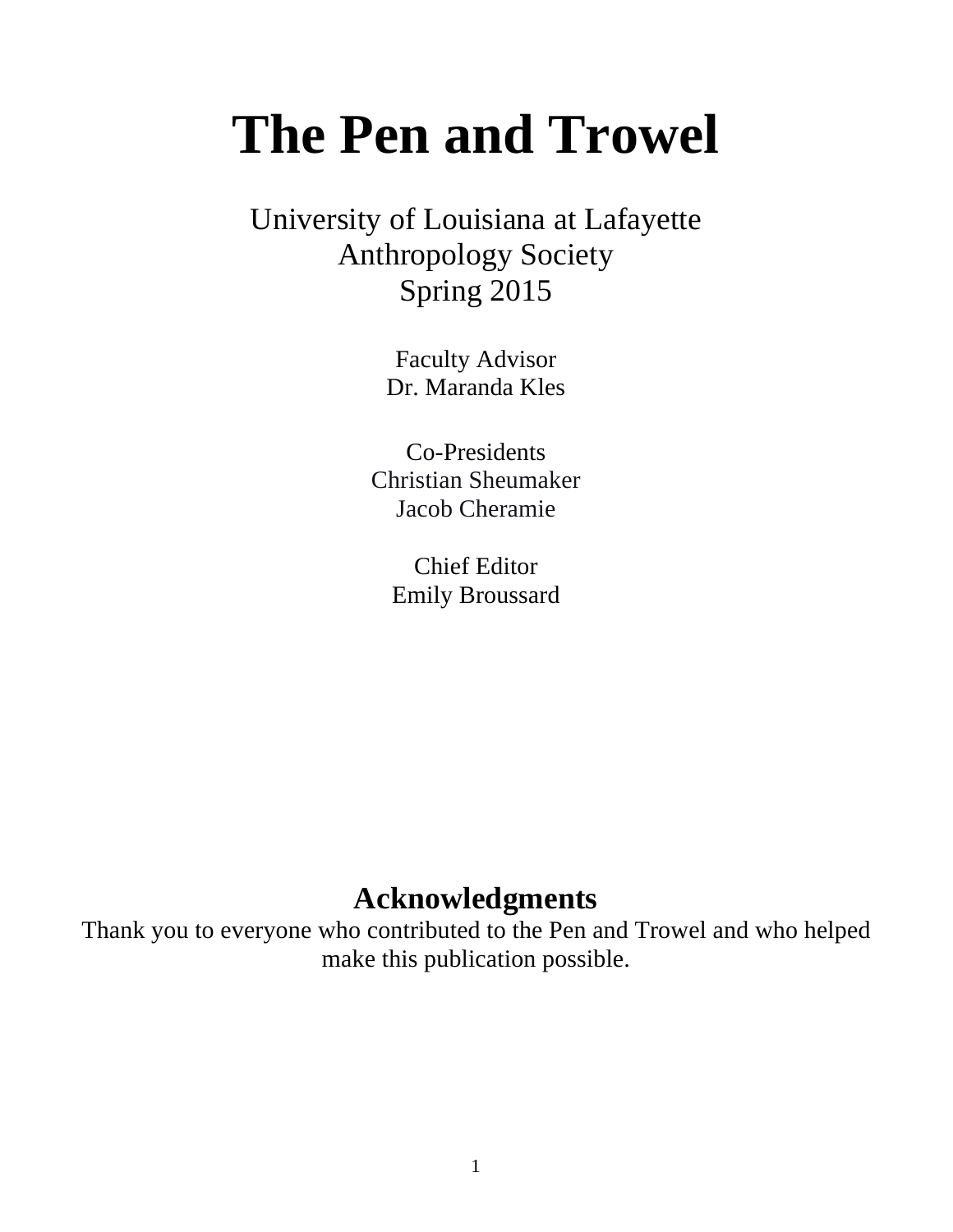# The Pen and Trowel

University of Louisiana at Lafayette
Anthropology Society
Spring 2015

Faculty Advisor
Dr. Maranda Kles

Co-Presidents
Christian Sheumaker
Jacob Cheramie

Chief Editor
Emily Broussard

## Acknowledgments

Thank you to everyone who contributed to the Pen and Trowel and who helped make this publication possible.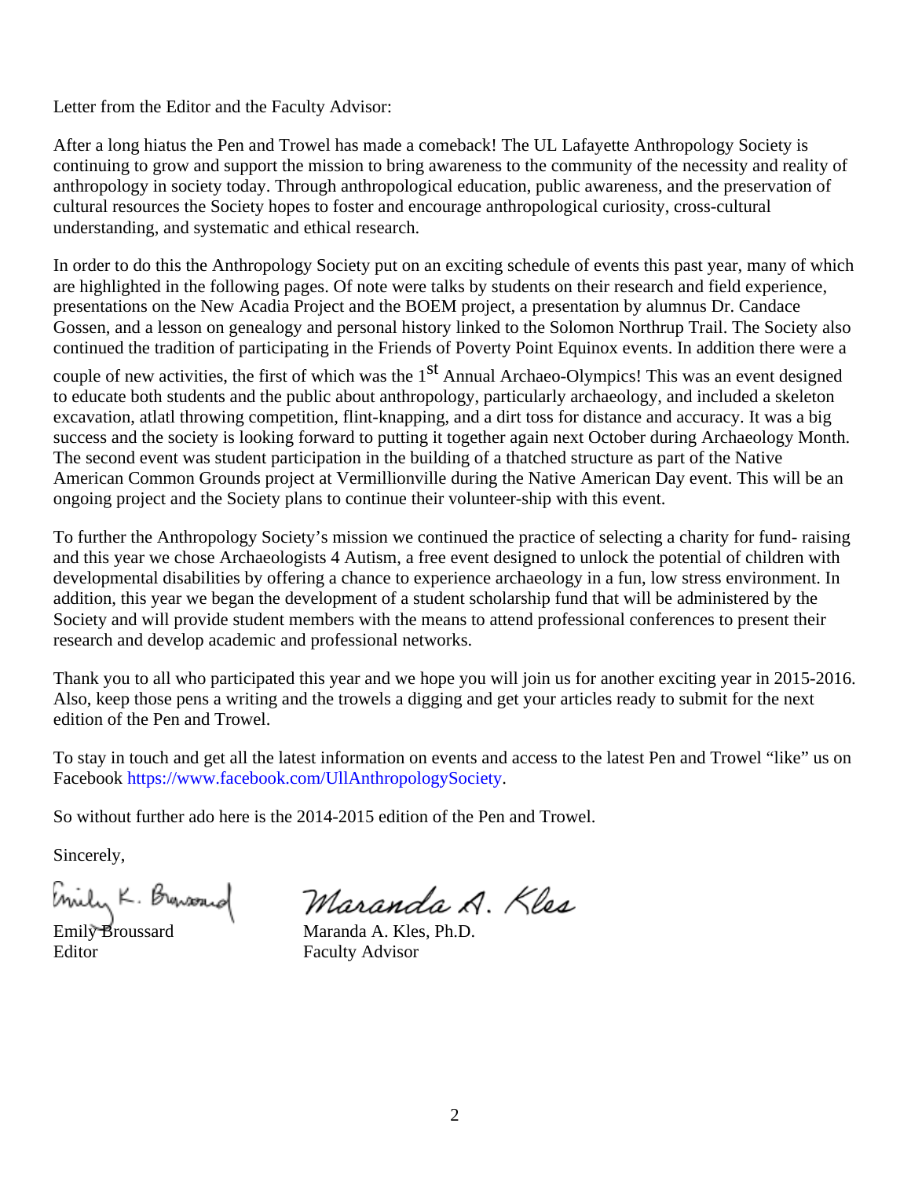Letter from the Editor and the Faculty Advisor:

After a long hiatus the Pen and Trowel has made a comeback! The UL Lafayette Anthropology Society is continuing to grow and support the mission to bring awareness to the community of the necessity and reality of anthropology in society today. Through anthropological education, public awareness, and the preservation of cultural resources the Society hopes to foster and encourage anthropological curiosity, cross-cultural understanding, and systematic and ethical research.

In order to do this the Anthropology Society put on an exciting schedule of events this past year, many of which are highlighted in the following pages. Of note were talks by students on their research and field experience, presentations on the New Acadia Project and the BOEM project, a presentation by alumnus Dr. Candace Gossen, and a lesson on genealogy and personal history linked to the Solomon Northrup Trail. The Society also continued the tradition of participating in the Friends of Poverty Point Equinox events. In addition there were a couple of new activities, the first of which was the 1st Annual Archaeo-Olympics! This was an event designed to educate both students and the public about anthropology, particularly archaeology, and included a skeleton excavation, atlatl throwing competition, flint-knapping, and a dirt toss for distance and accuracy. It was a big success and the society is looking forward to putting it together again next October during Archaeology Month. The second event was student participation in the building of a thatched structure as part of the Native American Common Grounds project at Vermillionville during the Native American Day event. This will be an ongoing project and the Society plans to continue their volunteer-ship with this event.

To further the Anthropology Society's mission we continued the practice of selecting a charity for fund- raising and this year we chose Archaeologists 4 Autism, a free event designed to unlock the potential of children with developmental disabilities by offering a chance to experience archaeology in a fun, low stress environment. In addition, this year we began the development of a student scholarship fund that will be administered by the Society and will provide student members with the means to attend professional conferences to present their research and develop academic and professional networks.

Thank you to all who participated this year and we hope you will join us for another exciting year in 2015-2016. Also, keep those pens a writing and the trowels a digging and get your articles ready to submit for the next edition of the Pen and Trowel.

To stay in touch and get all the latest information on events and access to the latest Pen and Trowel "like" us on Facebook https://www.facebook.com/UllAnthropologySociety.

So without further ado here is the 2014-2015 edition of the Pen and Trowel.

Sincerely,

Emily Broussard
Editor

Maranda A. Kles, Ph.D.
Faculty Advisor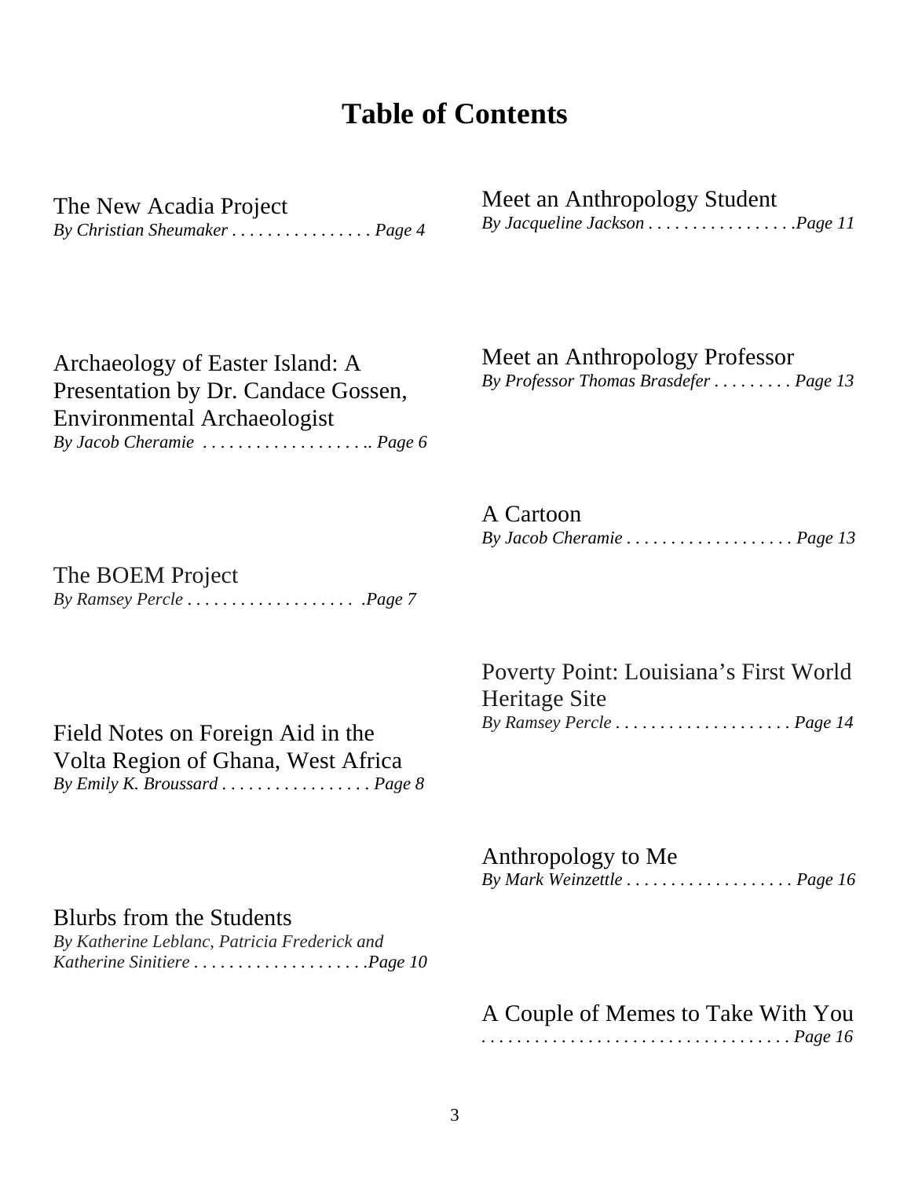# Table of Contents

The New Acadia Project
*By Christian Sheumaker . . . . . . . . . . . . . . . . Page 4*

Archaeology of Easter Island: A Presentation by Dr. Candace Gossen, Environmental Archaeologist
*By Jacob Cheramie . . . . . . . . . . . . . . . . . . .. Page 6*

The BOEM Project
*By Ramsey Percle . . . . . . . . . . . . . . . . . . . .Page 7*

Field Notes on Foreign Aid in the Volta Region of Ghana, West Africa
*By Emily K. Broussard . . . . . . . . . . . . . . . . . Page 8*

Blurbs from the Students
*By Katherine Leblanc, Patricia Frederick and Katherine Sinitiere . . . . . . . . . . . . . . . . . . . .Page 10*

Meet an Anthropology Student
*By Jacqueline Jackson . . . . . . . . . . . . . . . . .Page 11*

Meet an Anthropology Professor
*By Professor Thomas Brasdefer . . . . . . . . . Page 13*

A Cartoon
*By Jacob Cheramie . . . . . . . . . . . . . . . . . . . Page 13*

Poverty Point: Louisiana's First World Heritage Site
*By Ramsey Percle . . . . . . . . . . . . . . . . . . . . Page 14*

Anthropology to Me
*By Mark Weinzettle . . . . . . . . . . . . . . . . . . . Page 16*

A Couple of Memes to Take With You
*. . . . . . . . . . . . . . . . . . . . . . . . . . . . . . . . . . Page 16*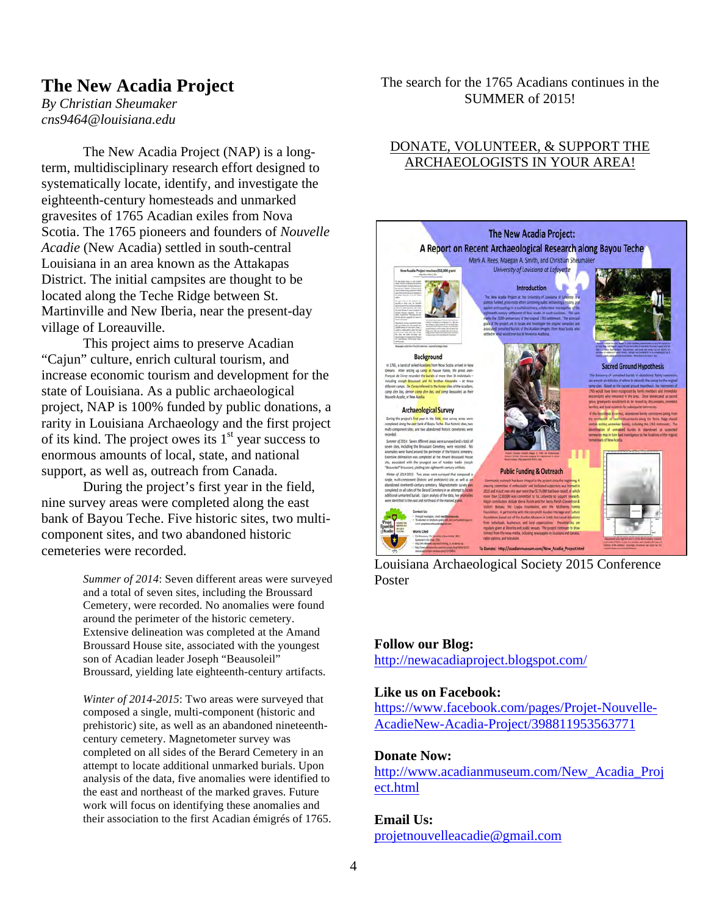# The New Acadia Project

*By Christian Sheumaker*
*cns9464@louisiana.edu*

The New Acadia Project (NAP) is a long-term, multidisciplinary research effort designed to systematically locate, identify, and investigate the eighteenth-century homesteads and unmarked gravesites of 1765 Acadian exiles from Nova Scotia. The 1765 pioneers and founders of *Nouvelle Acadie* (New Acadia) settled in south-central Louisiana in an area known as the Attakapas District. The initial campsites are thought to be located along the Teche Ridge between St. Martinville and New Iberia, near the present-day village of Loreauville.

This project aims to preserve Acadian "Cajun" culture, enrich cultural tourism, and increase economic tourism and development for the state of Louisiana. As a public archaeological project, NAP is 100% funded by public donations, a rarity in Louisiana Archaeology and the first project of its kind. The project owes its 1st year success to enormous amounts of local, state, and national support, as well as, outreach from Canada.

During the project's first year in the field, nine survey areas were completed along the east bank of Bayou Teche. Five historic sites, two multi-component sites, and two abandoned historic cemeteries were recorded.

> *Summer of 2014*: Seven different areas were surveyed and a total of seven sites, including the Broussard Cemetery, were recorded. No anomalies were found around the perimeter of the historic cemetery. Extensive delineation was completed at the Amand Broussard House site, associated with the youngest son of Acadian leader Joseph "Beausoleil" Broussard, yielding late eighteenth-century artifacts.
>
> *Winter of 2014-2015*: Two areas were surveyed that composed a single, multi-component (historic and prehistoric) site, as well as an abandoned nineteenth-century cemetery. Magnetometer survey was completed on all sides of the Berard Cemetery in an attempt to locate additional unmarked burials. Upon analysis of the data, five anomalies were identified to the east and northeast of the marked graves. Future work will focus on identifying these anomalies and their association to the first Acadian émigrés of 1765.

The search for the 1765 Acadians continues in the SUMMER of 2015!

DONATE, VOLUNTEER, & SUPPORT THE ARCHAEOLOGISTS IN YOUR AREA!

Louisiana Archaeological Society 2015 Conference Poster

**Follow our Blog:**
http://newacadiaproject.blogspot.com/

**Like us on Facebook:**
https://www.facebook.com/pages/Projet-Nouvelle-AcadieNew-Acadia-Project/398811953563771

**Donate Now:**
http://www.acadianmuseum.com/New_Acadia_Project.html

**Email Us:**
projetnouvelleacadie@gmail.com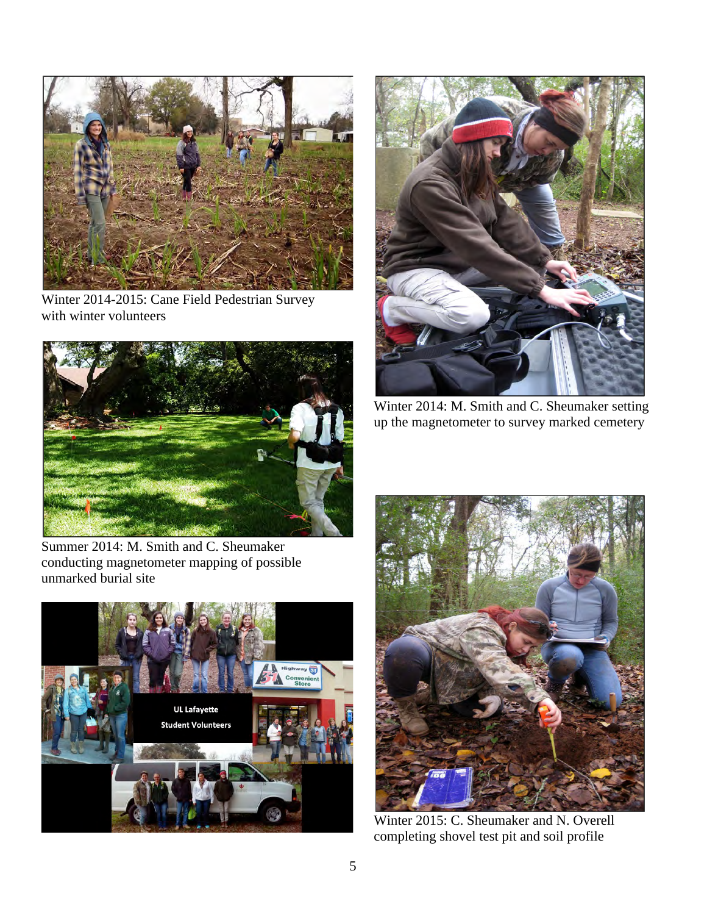Winter 2014-2015: Cane Field Pedestrian Survey with winter volunteers

Winter 2014: M. Smith and C. Sheumaker setting up the magnetometer to survey marked cemetery

Summer 2014: M. Smith and C. Sheumaker conducting magnetometer mapping of possible unmarked burial site

Winter 2015: C. Sheumaker and N. Overell completing shovel test pit and soil profile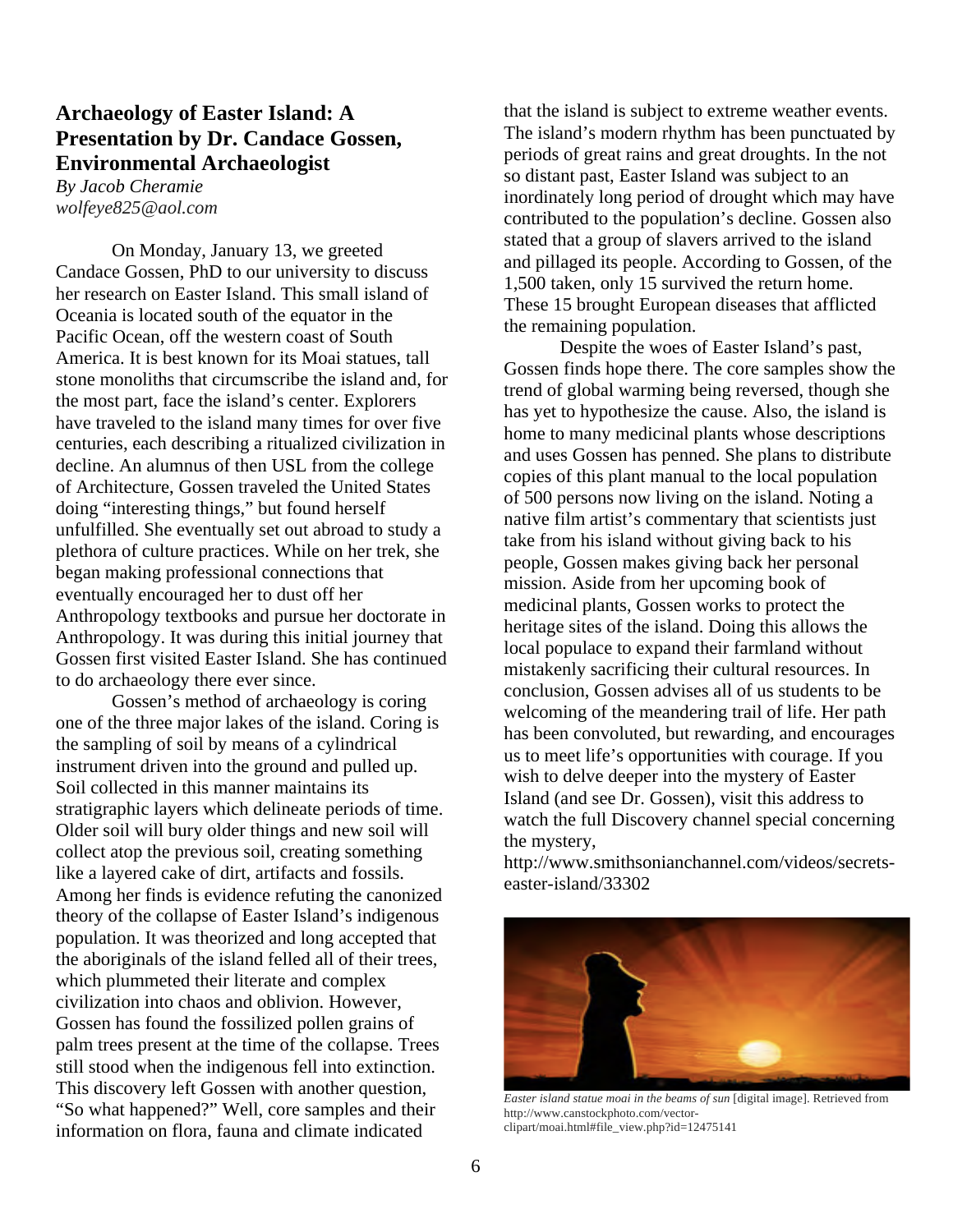## Archaeology of Easter Island: A Presentation by Dr. Candace Gossen, Environmental Archaeologist

*By Jacob Cheramie*
*wolfeye825@aol.com*

On Monday, January 13, we greeted Candace Gossen, PhD to our university to discuss her research on Easter Island. This small island of Oceania is located south of the equator in the Pacific Ocean, off the western coast of South America. It is best known for its Moai statues, tall stone monoliths that circumscribe the island and, for the most part, face the island's center. Explorers have traveled to the island many times for over five centuries, each describing a ritualized civilization in decline. An alumnus of then USL from the college of Architecture, Gossen traveled the United States doing "interesting things," but found herself unfulfilled. She eventually set out abroad to study a plethora of culture practices. While on her trek, she began making professional connections that eventually encouraged her to dust off her Anthropology textbooks and pursue her doctorate in Anthropology. It was during this initial journey that Gossen first visited Easter Island. She has continued to do archaeology there ever since.

Gossen's method of archaeology is coring one of the three major lakes of the island. Coring is the sampling of soil by means of a cylindrical instrument driven into the ground and pulled up. Soil collected in this manner maintains its stratigraphic layers which delineate periods of time. Older soil will bury older things and new soil will collect atop the previous soil, creating something like a layered cake of dirt, artifacts and fossils. Among her finds is evidence refuting the canonized theory of the collapse of Easter Island's indigenous population. It was theorized and long accepted that the aboriginals of the island felled all of their trees, which plummeted their literate and complex civilization into chaos and oblivion. However, Gossen has found the fossilized pollen grains of palm trees present at the time of the collapse. Trees still stood when the indigenous fell into extinction. This discovery left Gossen with another question, "So what happened?" Well, core samples and their information on flora, fauna and climate indicated that the island is subject to extreme weather events. The island's modern rhythm has been punctuated by periods of great rains and great droughts. In the not so distant past, Easter Island was subject to an inordinately long period of drought which may have contributed to the population's decline. Gossen also stated that a group of slavers arrived to the island and pillaged its people. According to Gossen, of the 1,500 taken, only 15 survived the return home. These 15 brought European diseases that afflicted the remaining population.

Despite the woes of Easter Island's past, Gossen finds hope there. The core samples show the trend of global warming being reversed, though she has yet to hypothesize the cause. Also, the island is home to many medicinal plants whose descriptions and uses Gossen has penned. She plans to distribute copies of this plant manual to the local population of 500 persons now living on the island. Noting a native film artist's commentary that scientists just take from his island without giving back to his people, Gossen makes giving back her personal mission. Aside from her upcoming book of medicinal plants, Gossen works to protect the heritage sites of the island. Doing this allows the local populace to expand their farmland without mistakenly sacrificing their cultural resources. In conclusion, Gossen advises all of us students to be welcoming of the meandering trail of life. Her path has been convoluted, but rewarding, and encourages us to meet life's opportunities with courage. If you wish to delve deeper into the mystery of Easter Island (and see Dr. Gossen), visit this address to watch the full Discovery channel special concerning the mystery,
http://www.smithsonianchannel.com/videos/secrets-easter-island/33302

*Easter island statue moai in the beams of sun* [digital image]. Retrieved from http://www.canstockphoto.com/vector-clipart/moai.html#file_view.php?id=12475141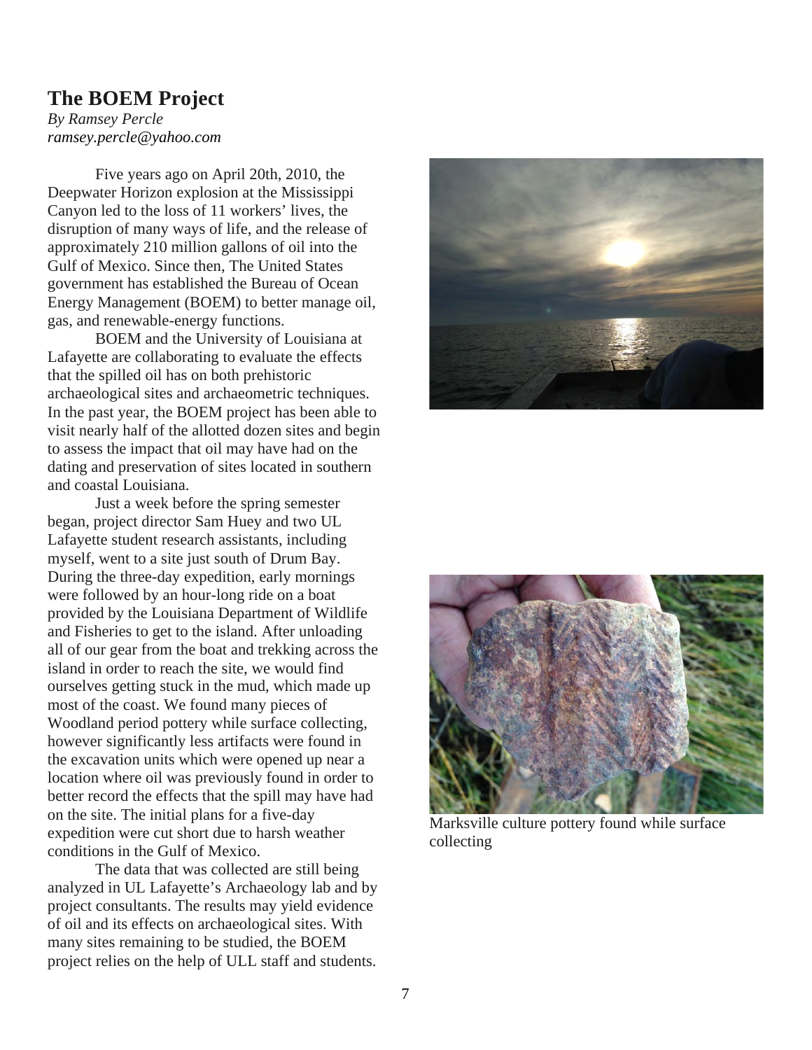## The BOEM Project

*By Ramsey Percle*
*ramsey.percle@yahoo.com*

Five years ago on April 20th, 2010, the Deepwater Horizon explosion at the Mississippi Canyon led to the loss of 11 workers' lives, the disruption of many ways of life, and the release of approximately 210 million gallons of oil into the Gulf of Mexico. Since then, The United States government has established the Bureau of Ocean Energy Management (BOEM) to better manage oil, gas, and renewable-energy functions.

BOEM and the University of Louisiana at Lafayette are collaborating to evaluate the effects that the spilled oil has on both prehistoric archaeological sites and archaeometric techniques. In the past year, the BOEM project has been able to visit nearly half of the allotted dozen sites and begin to assess the impact that oil may have had on the dating and preservation of sites located in southern and coastal Louisiana.

Just a week before the spring semester began, project director Sam Huey and two UL Lafayette student research assistants, including myself, went to a site just south of Drum Bay. During the three-day expedition, early mornings were followed by an hour-long ride on a boat provided by the Louisiana Department of Wildlife and Fisheries to get to the island. After unloading all of our gear from the boat and trekking across the island in order to reach the site, we would find ourselves getting stuck in the mud, which made up most of the coast. We found many pieces of Woodland period pottery while surface collecting, however significantly less artifacts were found in the excavation units which were opened up near a location where oil was previously found in order to better record the effects that the spill may have had on the site. The initial plans for a five-day expedition were cut short due to harsh weather conditions in the Gulf of Mexico.

The data that was collected are still being analyzed in UL Lafayette's Archaeology lab and by project consultants. The results may yield evidence of oil and its effects on archaeological sites. With many sites remaining to be studied, the BOEM project relies on the help of ULL staff and students.

Marksville culture pottery found while surface collecting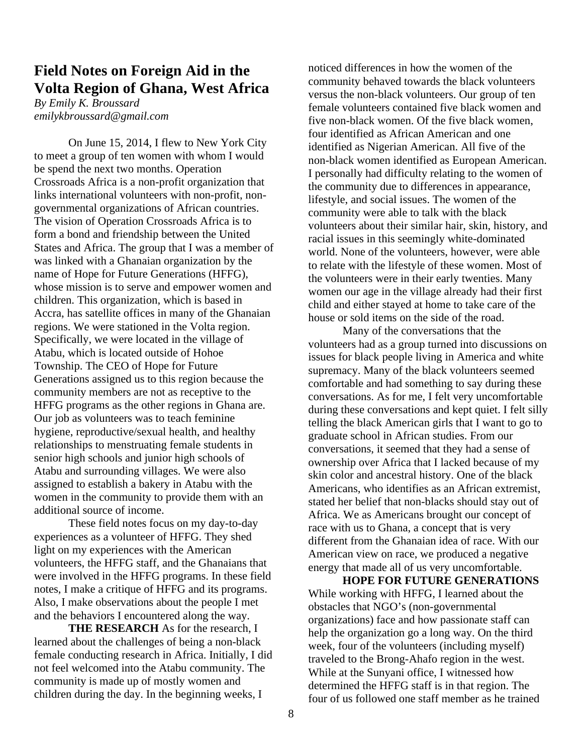# Field Notes on Foreign Aid in the Volta Region of Ghana, West Africa

*By Emily K. Broussard*
*emilykbroussard@gmail.com*

On June 15, 2014, I flew to New York City to meet a group of ten women with whom I would be spend the next two months. Operation Crossroads Africa is a non-profit organization that links international volunteers with non-profit, non-governmental organizations of African countries. The vision of Operation Crossroads Africa is to form a bond and friendship between the United States and Africa. The group that I was a member of was linked with a Ghanaian organization by the name of Hope for Future Generations (HFFG), whose mission is to serve and empower women and children. This organization, which is based in Accra, has satellite offices in many of the Ghanaian regions. We were stationed in the Volta region. Specifically, we were located in the village of Atabu, which is located outside of Hohoe Township. The CEO of Hope for Future Generations assigned us to this region because the community members are not as receptive to the HFFG programs as the other regions in Ghana are. Our job as volunteers was to teach feminine hygiene, reproductive/sexual health, and healthy relationships to menstruating female students in senior high schools and junior high schools of Atabu and surrounding villages. We were also assigned to establish a bakery in Atabu with the women in the community to provide them with an additional source of income.

These field notes focus on my day-to-day experiences as a volunteer of HFFG. They shed light on my experiences with the American volunteers, the HFFG staff, and the Ghanaians that were involved in the HFFG programs. In these field notes, I make a critique of HFFG and its programs. Also, I make observations about the people I met and the behaviors I encountered along the way.

**THE RESEARCH** As for the research, I learned about the challenges of being a non-black female conducting research in Africa. Initially, I did not feel welcomed into the Atabu community. The community is made up of mostly women and children during the day. In the beginning weeks, I noticed differences in how the women of the community behaved towards the black volunteers versus the non-black volunteers. Our group of ten female volunteers contained five black women and five non-black women. Of the five black women, four identified as African American and one identified as Nigerian American. All five of the non-black women identified as European American. I personally had difficulty relating to the women of the community due to differences in appearance, lifestyle, and social issues. The women of the community were able to talk with the black volunteers about their similar hair, skin, history, and racial issues in this seemingly white-dominated world. None of the volunteers, however, were able to relate with the lifestyle of these women. Most of the volunteers were in their early twenties. Many women our age in the village already had their first child and either stayed at home to take care of the house or sold items on the side of the road.

Many of the conversations that the volunteers had as a group turned into discussions on issues for black people living in America and white supremacy. Many of the black volunteers seemed comfortable and had something to say during these conversations. As for me, I felt very uncomfortable during these conversations and kept quiet. I felt silly telling the black American girls that I want to go to graduate school in African studies. From our conversations, it seemed that they had a sense of ownership over Africa that I lacked because of my skin color and ancestral history. One of the black Americans, who identifies as an African extremist, stated her belief that non-blacks should stay out of Africa. We as Americans brought our concept of race with us to Ghana, a concept that is very different from the Ghanaian idea of race. With our American view on race, we produced a negative energy that made all of us very uncomfortable.

**HOPE FOR FUTURE GENERATIONS**

While working with HFFG, I learned about the obstacles that NGO's (non-governmental organizations) face and how passionate staff can help the organization go a long way. On the third week, four of the volunteers (including myself) traveled to the Brong-Ahafo region in the west. While at the Sunyani office, I witnessed how determined the HFFG staff is in that region. The four of us followed one staff member as he trained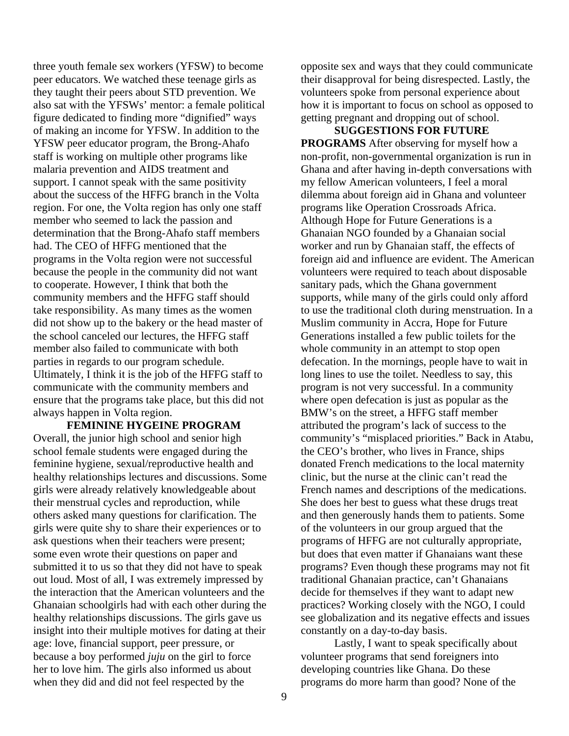three youth female sex workers (YFSW) to become peer educators. We watched these teenage girls as they taught their peers about STD prevention. We also sat with the YFSWs' mentor: a female political figure dedicated to finding more "dignified" ways of making an income for YFSW. In addition to the YFSW peer educator program, the Brong-Ahafo staff is working on multiple other programs like malaria prevention and AIDS treatment and support. I cannot speak with the same positivity about the success of the HFFG branch in the Volta region. For one, the Volta region has only one staff member who seemed to lack the passion and determination that the Brong-Ahafo staff members had. The CEO of HFFG mentioned that the programs in the Volta region were not successful because the people in the community did not want to cooperate. However, I think that both the community members and the HFFG staff should take responsibility. As many times as the women did not show up to the bakery or the head master of the school canceled our lectures, the HFFG staff member also failed to communicate with both parties in regards to our program schedule. Ultimately, I think it is the job of the HFFG staff to communicate with the community members and ensure that the programs take place, but this did not always happen in Volta region.

**FEMININE HYGEINE PROGRAM** Overall, the junior high school and senior high school female students were engaged during the feminine hygiene, sexual/reproductive health and healthy relationships lectures and discussions. Some girls were already relatively knowledgeable about their menstrual cycles and reproduction, while others asked many questions for clarification. The girls were quite shy to share their experiences or to ask questions when their teachers were present; some even wrote their questions on paper and submitted it to us so that they did not have to speak out loud. Most of all, I was extremely impressed by the interaction that the American volunteers and the Ghanaian schoolgirls had with each other during the healthy relationships discussions. The girls gave us insight into their multiple motives for dating at their age: love, financial support, peer pressure, or because a boy performed *juju* on the girl to force her to love him. The girls also informed us about when they did and did not feel respected by the opposite sex and ways that they could communicate their disapproval for being disrespected. Lastly, the volunteers spoke from personal experience about how it is important to focus on school as opposed to getting pregnant and dropping out of school.

**SUGGESTIONS FOR FUTURE PROGRAMS** After observing for myself how a non-profit, non-governmental organization is run in Ghana and after having in-depth conversations with my fellow American volunteers, I feel a moral dilemma about foreign aid in Ghana and volunteer programs like Operation Crossroads Africa. Although Hope for Future Generations is a Ghanaian NGO founded by a Ghanaian social worker and run by Ghanaian staff, the effects of foreign aid and influence are evident. The American volunteers were required to teach about disposable sanitary pads, which the Ghana government supports, while many of the girls could only afford to use the traditional cloth during menstruation. In a Muslim community in Accra, Hope for Future Generations installed a few public toilets for the whole community in an attempt to stop open defecation. In the mornings, people have to wait in long lines to use the toilet. Needless to say, this program is not very successful. In a community where open defecation is just as popular as the BMW's on the street, a HFFG staff member attributed the program's lack of success to the community's "misplaced priorities." Back in Atabu, the CEO's brother, who lives in France, ships donated French medications to the local maternity clinic, but the nurse at the clinic can't read the French names and descriptions of the medications. She does her best to guess what these drugs treat and then generously hands them to patients. Some of the volunteers in our group argued that the programs of HFFG are not culturally appropriate, but does that even matter if Ghanaians want these programs? Even though these programs may not fit traditional Ghanaian practice, can't Ghanaians decide for themselves if they want to adapt new practices? Working closely with the NGO, I could see globalization and its negative effects and issues constantly on a day-to-day basis.

Lastly, I want to speak specifically about volunteer programs that send foreigners into developing countries like Ghana. Do these programs do more harm than good? None of the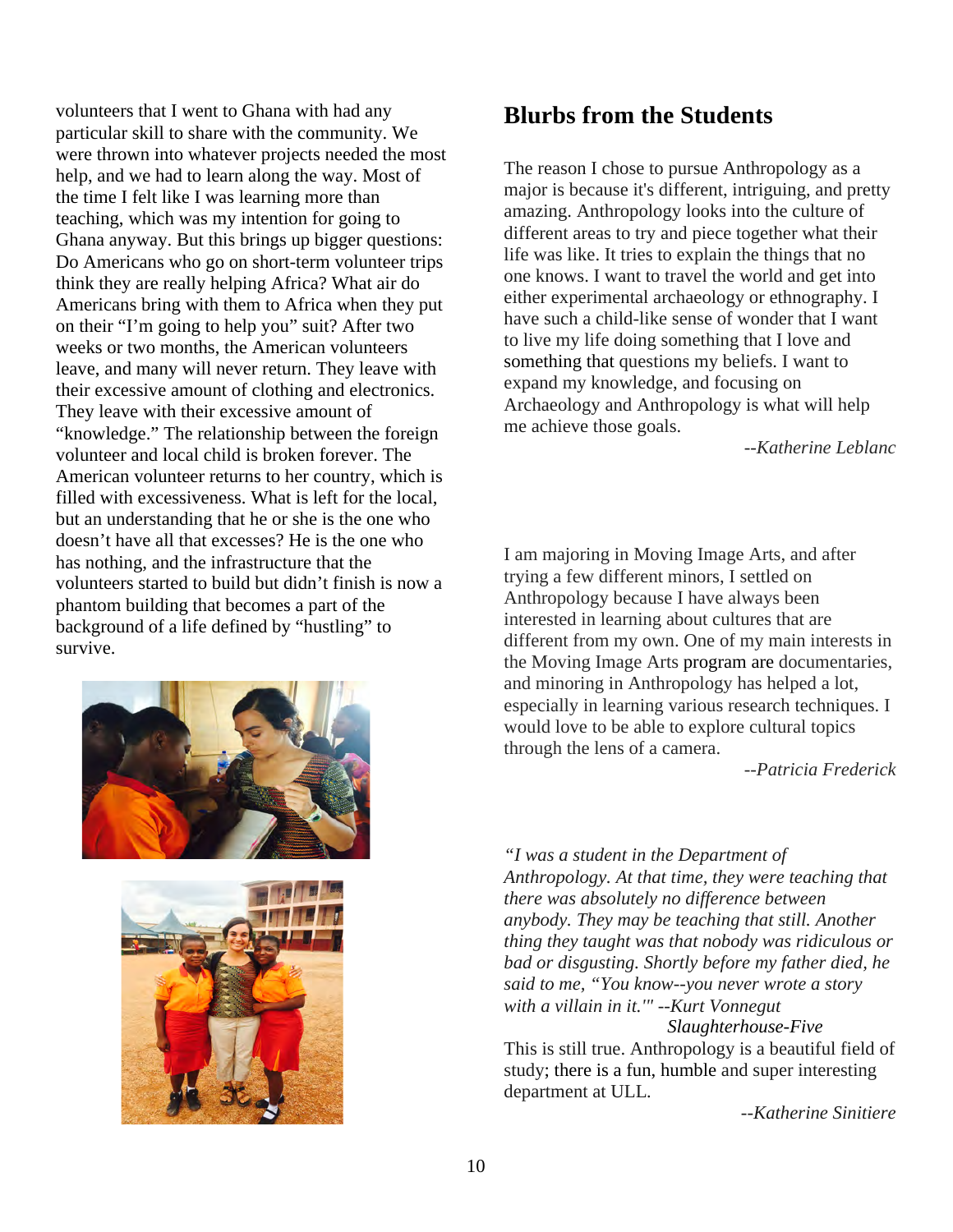volunteers that I went to Ghana with had any particular skill to share with the community. We were thrown into whatever projects needed the most help, and we had to learn along the way. Most of the time I felt like I was learning more than teaching, which was my intention for going to Ghana anyway. But this brings up bigger questions: Do Americans who go on short-term volunteer trips think they are really helping Africa? What air do Americans bring with them to Africa when they put on their "I'm going to help you" suit? After two weeks or two months, the American volunteers leave, and many will never return. They leave with their excessive amount of clothing and electronics. They leave with their excessive amount of "knowledge." The relationship between the foreign volunteer and local child is broken forever. The American volunteer returns to her country, which is filled with excessiveness. What is left for the local, but an understanding that he or she is the one who doesn't have all that excesses? He is the one who has nothing, and the infrastructure that the volunteers started to build but didn't finish is now a phantom building that becomes a part of the background of a life defined by "hustling" to survive.

## Blurbs from the Students

The reason I chose to pursue Anthropology as a major is because it's different, intriguing, and pretty amazing. Anthropology looks into the culture of different areas to try and piece together what their life was like. It tries to explain the things that no one knows. I want to travel the world and get into either experimental archaeology or ethnography. I have such a child-like sense of wonder that I want to live my life doing something that I love and something that questions my beliefs. I want to expand my knowledge, and focusing on Archaeology and Anthropology is what will help me achieve those goals.

*--Katherine Leblanc*

I am majoring in Moving Image Arts, and after trying a few different minors, I settled on Anthropology because I have always been interested in learning about cultures that are different from my own. One of my main interests in the Moving Image Arts program are documentaries, and minoring in Anthropology has helped a lot, especially in learning various research techniques. I would love to be able to explore cultural topics through the lens of a camera.

*--Patricia Frederick*

*"I was a student in the Department of Anthropology. At that time, they were teaching that there was absolutely no difference between anybody. They may be teaching that still. Another thing they taught was that nobody was ridiculous or bad or disgusting. Shortly before my father died, he said to me, "You know--you never wrote a story with a villain in it.'" --Kurt Vonnegut Slaughterhouse-Five*

This is still true. Anthropology is a beautiful field of study; there is a fun, humble and super interesting department at ULL.

*--Katherine Sinitiere*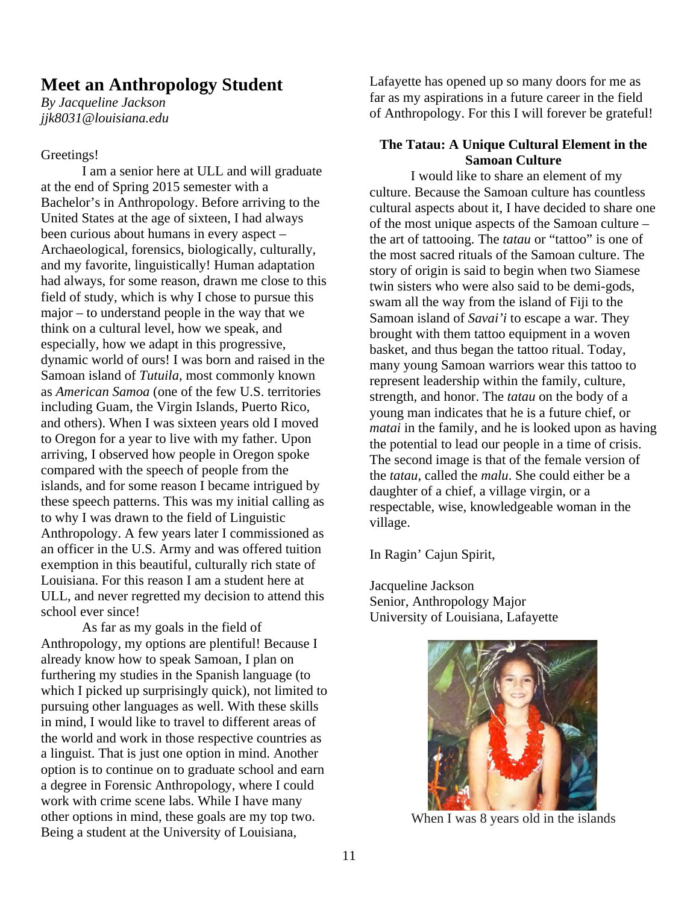## Meet an Anthropology Student

*By Jacqueline Jackson*
*jjk8031@louisiana.edu*

Greetings!

I am a senior here at ULL and will graduate at the end of Spring 2015 semester with a Bachelor's in Anthropology. Before arriving to the United States at the age of sixteen, I had always been curious about humans in every aspect – Archaeological, forensics, biologically, culturally, and my favorite, linguistically! Human adaptation had always, for some reason, drawn me close to this field of study, which is why I chose to pursue this major – to understand people in the way that we think on a cultural level, how we speak, and especially, how we adapt in this progressive, dynamic world of ours! I was born and raised in the Samoan island of *Tutuila*, most commonly known as *American Samoa* (one of the few U.S. territories including Guam, the Virgin Islands, Puerto Rico, and others). When I was sixteen years old I moved to Oregon for a year to live with my father. Upon arriving, I observed how people in Oregon spoke compared with the speech of people from the islands, and for some reason I became intrigued by these speech patterns. This was my initial calling as to why I was drawn to the field of Linguistic Anthropology. A few years later I commissioned as an officer in the U.S. Army and was offered tuition exemption in this beautiful, culturally rich state of Louisiana. For this reason I am a student here at ULL, and never regretted my decision to attend this school ever since!

As far as my goals in the field of Anthropology, my options are plentiful! Because I already know how to speak Samoan, I plan on furthering my studies in the Spanish language (to which I picked up surprisingly quick), not limited to pursuing other languages as well. With these skills in mind, I would like to travel to different areas of the world and work in those respective countries as a linguist. That is just one option in mind. Another option is to continue on to graduate school and earn a degree in Forensic Anthropology, where I could work with crime scene labs. While I have many other options in mind, these goals are my top two. Being a student at the University of Louisiana, Lafayette has opened up so many doors for me as far as my aspirations in a future career in the field of Anthropology. For this I will forever be grateful!

**The Tatau: A Unique Cultural Element in the Samoan Culture**

I would like to share an element of my culture. Because the Samoan culture has countless cultural aspects about it, I have decided to share one of the most unique aspects of the Samoan culture – the art of tattooing. The *tatau* or "tattoo" is one of the most sacred rituals of the Samoan culture. The story of origin is said to begin when two Siamese twin sisters who were also said to be demi-gods, swam all the way from the island of Fiji to the Samoan island of *Savai'i* to escape a war. They brought with them tattoo equipment in a woven basket, and thus began the tattoo ritual. Today, many young Samoan warriors wear this tattoo to represent leadership within the family, culture, strength, and honor. The *tatau* on the body of a young man indicates that he is a future chief, or *matai* in the family, and he is looked upon as having the potential to lead our people in a time of crisis. The second image is that of the female version of the *tatau*, called the *malu*. She could either be a daughter of a chief, a village virgin, or a respectable, wise, knowledgeable woman in the village.

In Ragin' Cajun Spirit,

Jacqueline Jackson
Senior, Anthropology Major
University of Louisiana, Lafayette

When I was 8 years old in the islands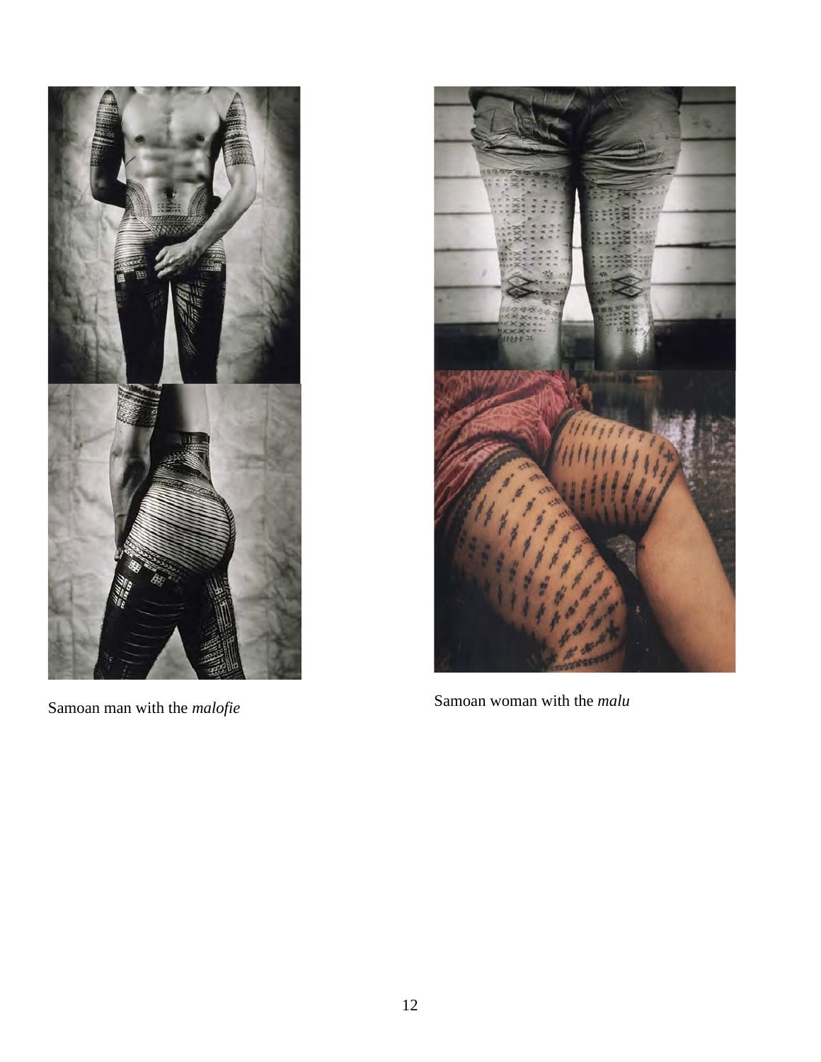Samoan man with the *malofie*

Samoan woman with the *malu*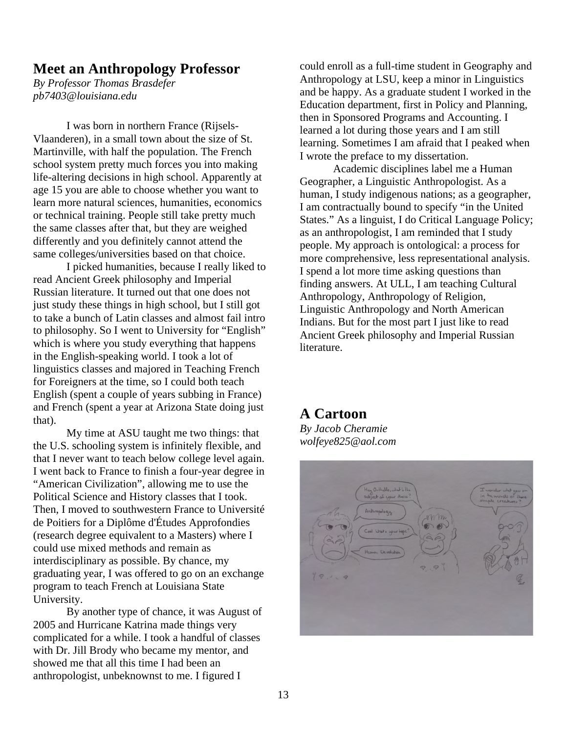## Meet an Anthropology Professor

*By Professor Thomas Brasdefer*
*pb7403@louisiana.edu*

I was born in northern France (Rijsels-Vlaanderen), in a small town about the size of St. Martinville, with half the population. The French school system pretty much forces you into making life-altering decisions in high school. Apparently at age 15 you are able to choose whether you want to learn more natural sciences, humanities, economics or technical training. People still take pretty much the same classes after that, but they are weighed differently and you definitely cannot attend the same colleges/universities based on that choice.

I picked humanities, because I really liked to read Ancient Greek philosophy and Imperial Russian literature. It turned out that one does not just study these things in high school, but I still got to take a bunch of Latin classes and almost fail intro to philosophy. So I went to University for "English" which is where you study everything that happens in the English-speaking world. I took a lot of linguistics classes and majored in Teaching French for Foreigners at the time, so I could both teach English (spent a couple of years subbing in France) and French (spent a year at Arizona State doing just that).

My time at ASU taught me two things: that the U.S. schooling system is infinitely flexible, and that I never want to teach below college level again. I went back to France to finish a four-year degree in "American Civilization", allowing me to use the Political Science and History classes that I took. Then, I moved to southwestern France to Université de Poitiers for a Diplôme d'Études Approfondies (research degree equivalent to a Masters) where I could use mixed methods and remain as interdisciplinary as possible. By chance, my graduating year, I was offered to go on an exchange program to teach French at Louisiana State University.

By another type of chance, it was August of 2005 and Hurricane Katrina made things very complicated for a while. I took a handful of classes with Dr. Jill Brody who became my mentor, and showed me that all this time I had been an anthropologist, unbeknownst to me. I figured I could enroll as a full-time student in Geography and Anthropology at LSU, keep a minor in Linguistics and be happy. As a graduate student I worked in the Education department, first in Policy and Planning, then in Sponsored Programs and Accounting. I learned a lot during those years and I am still learning. Sometimes I am afraid that I peaked when I wrote the preface to my dissertation.

Academic disciplines label me a Human Geographer, a Linguistic Anthropologist. As a human, I study indigenous nations; as a geographer, I am contractually bound to specify "in the United States." As a linguist, I do Critical Language Policy; as an anthropologist, I am reminded that I study people. My approach is ontological: a process for more comprehensive, less representational analysis. I spend a lot more time asking questions than finding answers. At ULL, I am teaching Cultural Anthropology, Anthropology of Religion, Linguistic Anthropology and North American Indians. But for the most part I just like to read Ancient Greek philosophy and Imperial Russian literature.

## A Cartoon

*By Jacob Cheramie*
*wolfeye825@aol.com*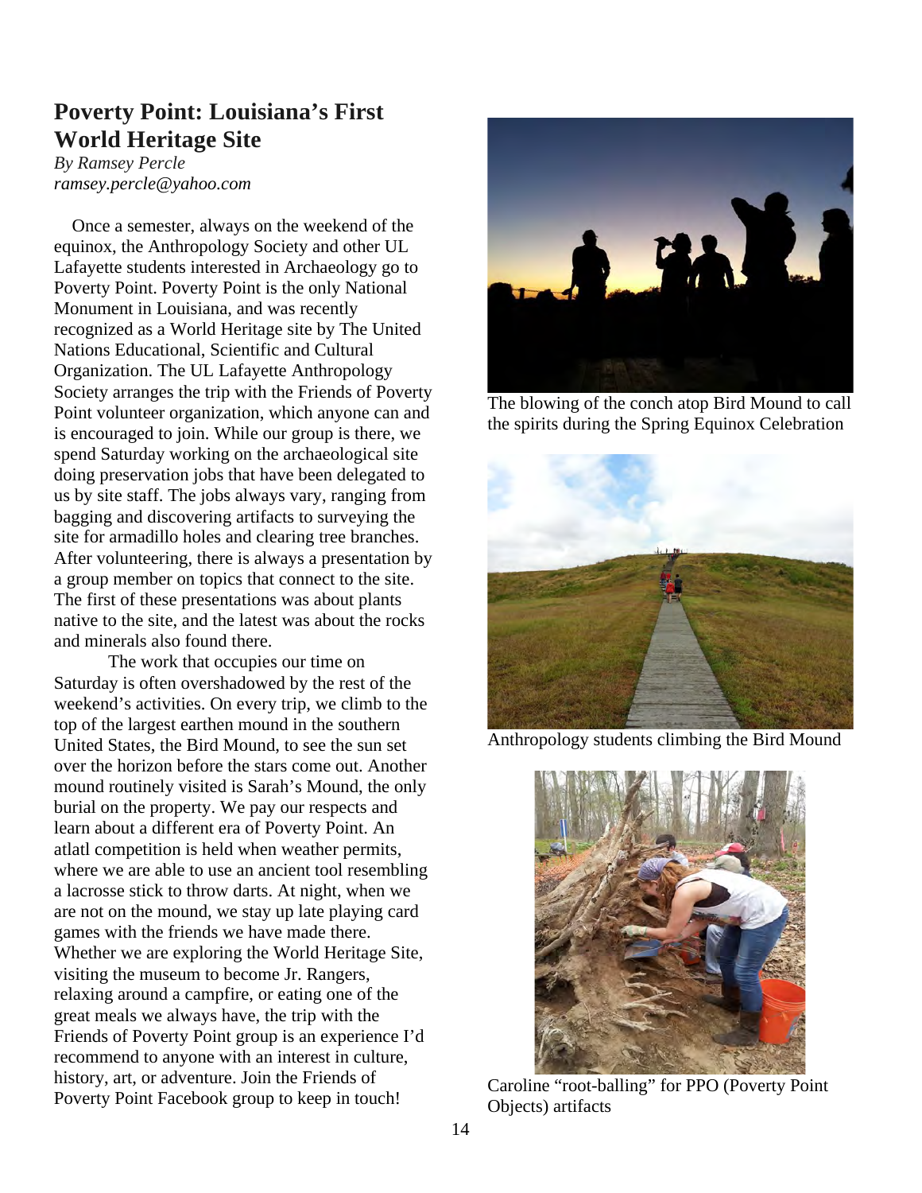## Poverty Point: Louisiana's First World Heritage Site

*By Ramsey Percle*
*ramsey.percle@yahoo.com*

Once a semester, always on the weekend of the equinox, the Anthropology Society and other UL Lafayette students interested in Archaeology go to Poverty Point. Poverty Point is the only National Monument in Louisiana, and was recently recognized as a World Heritage site by The United Nations Educational, Scientific and Cultural Organization. The UL Lafayette Anthropology Society arranges the trip with the Friends of Poverty Point volunteer organization, which anyone can and is encouraged to join. While our group is there, we spend Saturday working on the archaeological site doing preservation jobs that have been delegated to us by site staff. The jobs always vary, ranging from bagging and discovering artifacts to surveying the site for armadillo holes and clearing tree branches. After volunteering, there is always a presentation by a group member on topics that connect to the site. The first of these presentations was about plants native to the site, and the latest was about the rocks and minerals also found there.

The work that occupies our time on Saturday is often overshadowed by the rest of the weekend's activities. On every trip, we climb to the top of the largest earthen mound in the southern United States, the Bird Mound, to see the sun set over the horizon before the stars come out. Another mound routinely visited is Sarah's Mound, the only burial on the property. We pay our respects and learn about a different era of Poverty Point. An atlatl competition is held when weather permits, where we are able to use an ancient tool resembling a lacrosse stick to throw darts. At night, when we are not on the mound, we stay up late playing card games with the friends we have made there. Whether we are exploring the World Heritage Site, visiting the museum to become Jr. Rangers, relaxing around a campfire, or eating one of the great meals we always have, the trip with the Friends of Poverty Point group is an experience I'd recommend to anyone with an interest in culture, history, art, or adventure. Join the Friends of Poverty Point Facebook group to keep in touch!

The blowing of the conch atop Bird Mound to call the spirits during the Spring Equinox Celebration

Anthropology students climbing the Bird Mound

Caroline "root-balling" for PPO (Poverty Point Objects) artifacts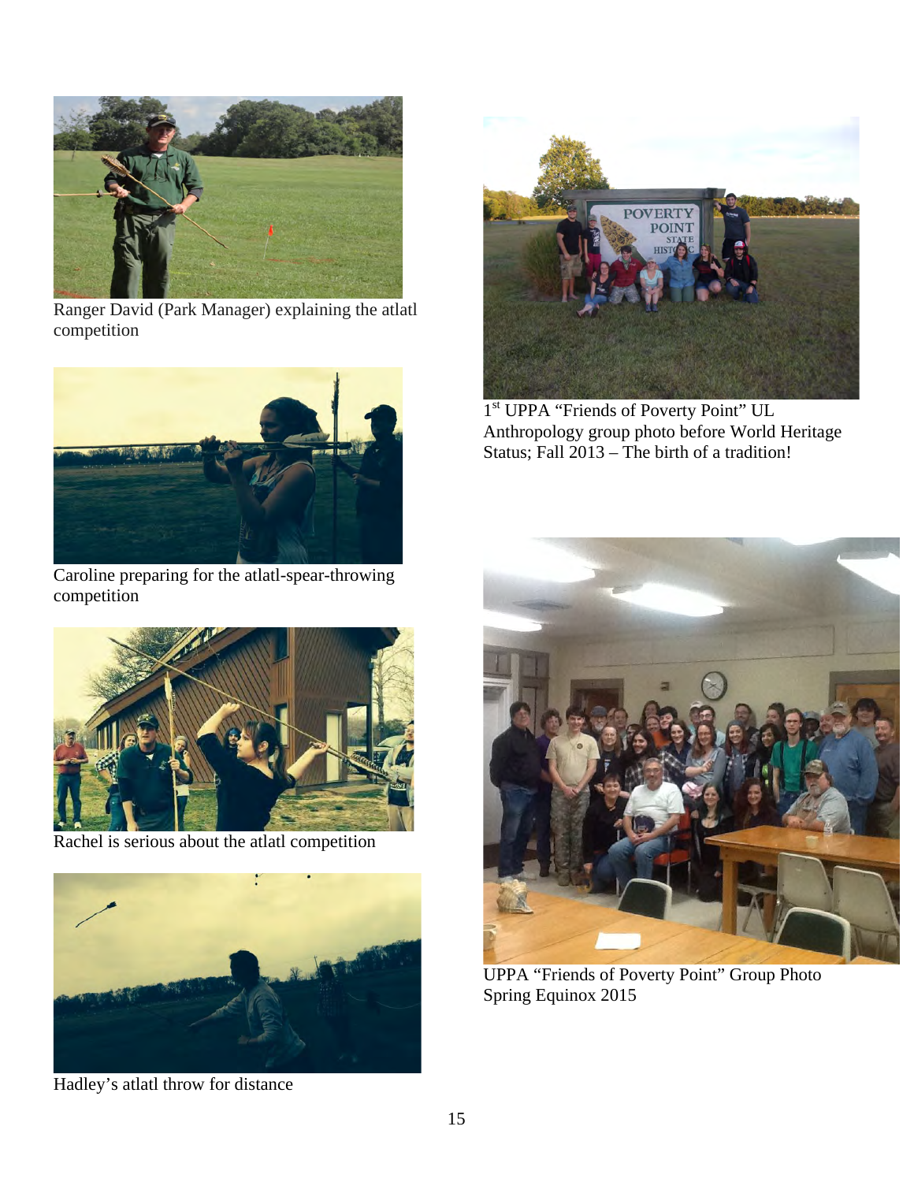Ranger David (Park Manager) explaining the atlatl competition

Caroline preparing for the atlatl-spear-throwing competition

Rachel is serious about the atlatl competition

Hadley's atlatl throw for distance

1st UPPA "Friends of Poverty Point" UL Anthropology group photo before World Heritage Status; Fall 2013 – The birth of a tradition!

UPPA "Friends of Poverty Point" Group Photo Spring Equinox 2015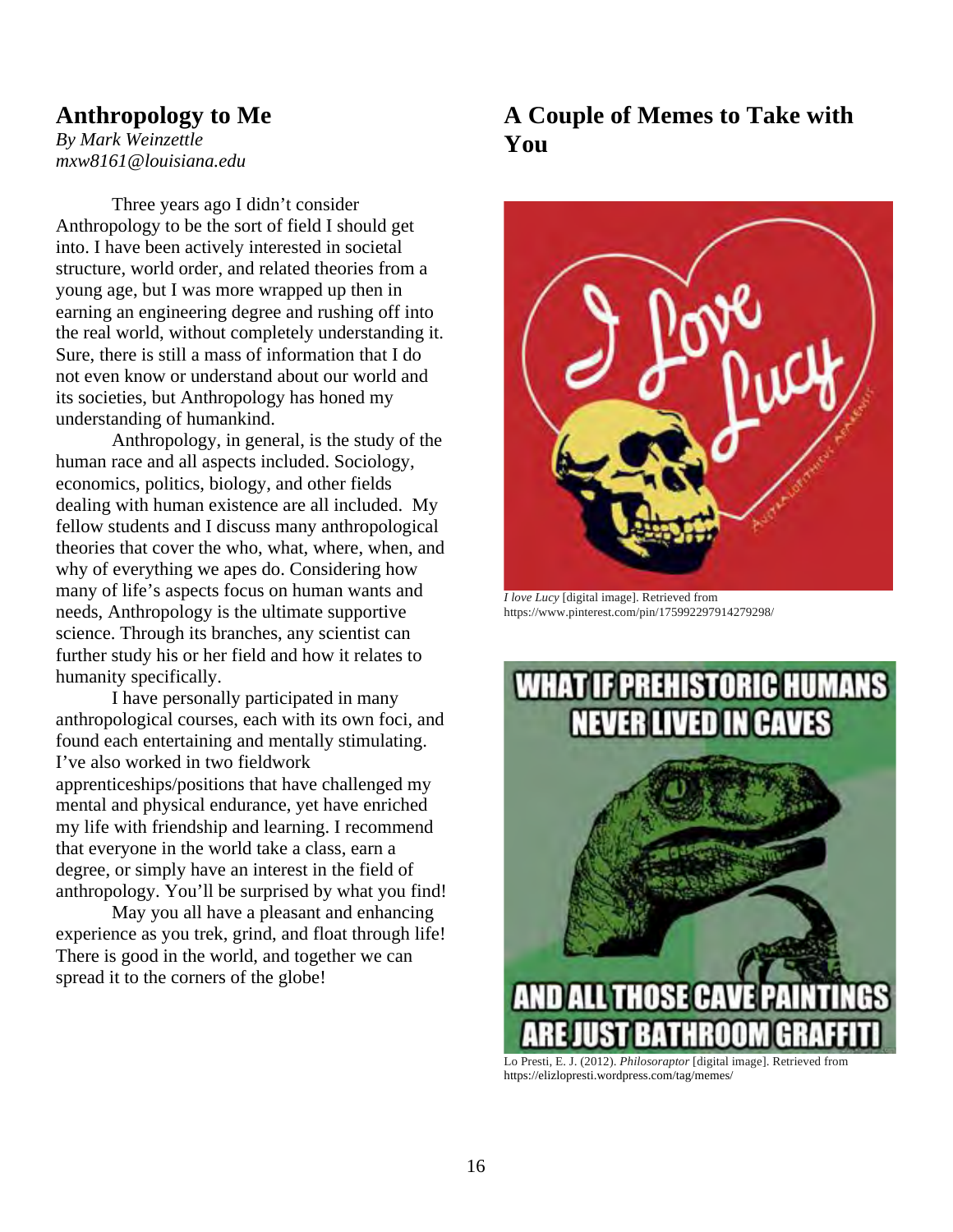## Anthropology to Me

*By Mark Weinzettle*
*mxw8161@louisiana.edu*

Three years ago I didn't consider Anthropology to be the sort of field I should get into. I have been actively interested in societal structure, world order, and related theories from a young age, but I was more wrapped up then in earning an engineering degree and rushing off into the real world, without completely understanding it. Sure, there is still a mass of information that I do not even know or understand about our world and its societies, but Anthropology has honed my understanding of humankind.

Anthropology, in general, is the study of the human race and all aspects included. Sociology, economics, politics, biology, and other fields dealing with human existence are all included. My fellow students and I discuss many anthropological theories that cover the who, what, where, when, and why of everything we apes do. Considering how many of life's aspects focus on human wants and needs, Anthropology is the ultimate supportive science. Through its branches, any scientist can further study his or her field and how it relates to humanity specifically.

I have personally participated in many anthropological courses, each with its own foci, and found each entertaining and mentally stimulating. I've also worked in two fieldwork apprenticeships/positions that have challenged my mental and physical endurance, yet have enriched my life with friendship and learning. I recommend that everyone in the world take a class, earn a degree, or simply have an interest in the field of anthropology. You'll be surprised by what you find!

May you all have a pleasant and enhancing experience as you trek, grind, and float through life! There is good in the world, and together we can spread it to the corners of the globe!

## A Couple of Memes to Take with You

*I love Lucy* [digital image]. Retrieved from https://www.pinterest.com/pin/175992297914279298/

Lo Presti, E. J. (2012). *Philosoraptor* [digital image]. Retrieved from https://elizlopresti.wordpress.com/tag/memes/